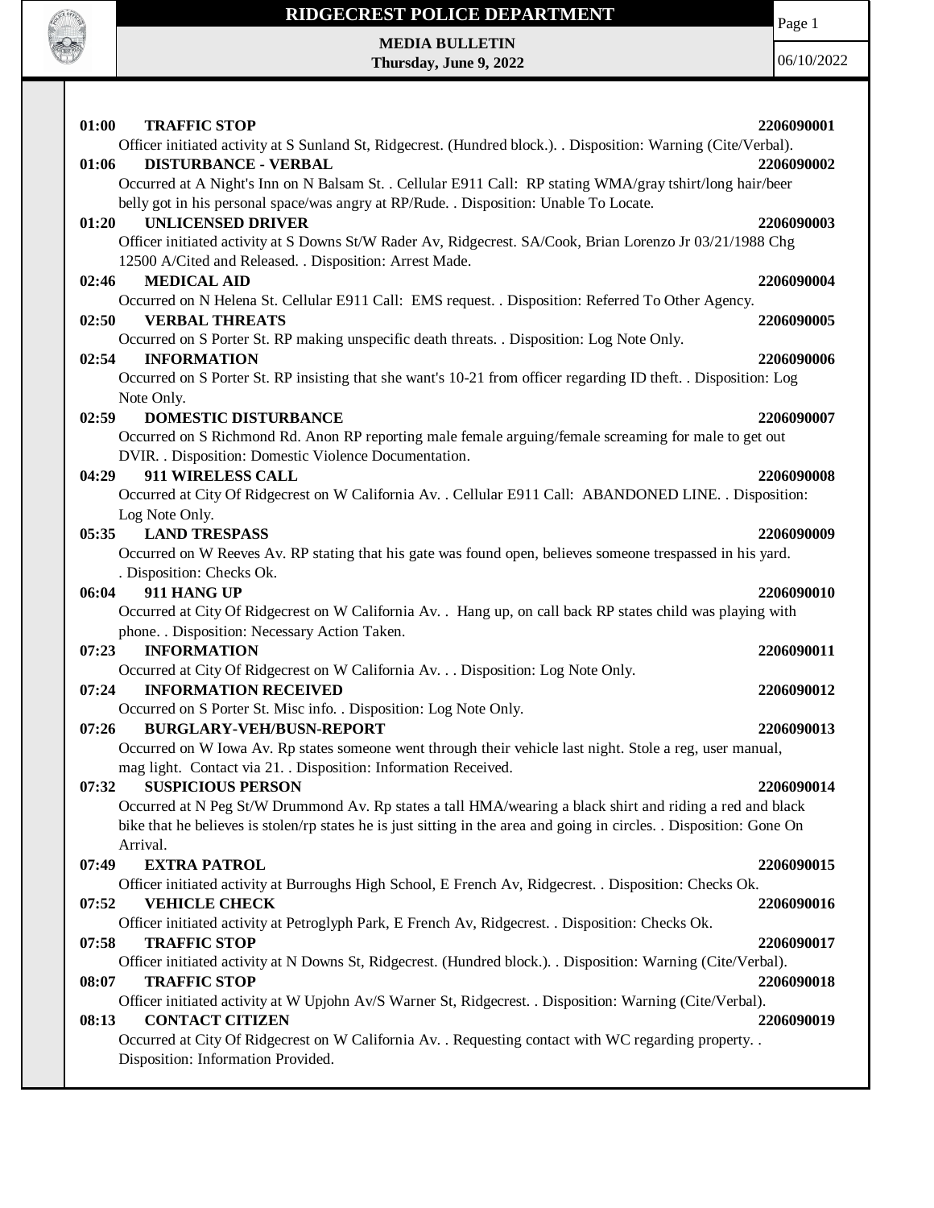# RIDGECREST POLICE DEPARTMENT

**MEDIA BULLETIN**
**Thursday, June 9, 2022**

06/10/2022

**01:00 TRAFFIC STOP** **2206090001**
Officer initiated activity at S Sunland St, Ridgecrest. (Hundred block.). . Disposition: Warning (Cite/Verbal).

**01:06 DISTURBANCE - VERBAL** **2206090002**
Occurred at A Night's Inn on N Balsam St. . Cellular E911 Call: RP stating WMA/gray tshirt/long hair/beer belly got in his personal space/was angry at RP/Rude. . Disposition: Unable To Locate.

**01:20 UNLICENSED DRIVER** **2206090003**
Officer initiated activity at S Downs St/W Rader Av, Ridgecrest. SA/Cook, Brian Lorenzo Jr 03/21/1988 Chg 12500 A/Cited and Released. . Disposition: Arrest Made.

**02:46 MEDICAL AID** **2206090004**
Occurred on N Helena St. Cellular E911 Call: EMS request. . Disposition: Referred To Other Agency.

**02:50 VERBAL THREATS** **2206090005**
Occurred on S Porter St. RP making unspecific death threats. . Disposition: Log Note Only.

**02:54 INFORMATION** **2206090006**
Occurred on S Porter St. RP insisting that she want's 10-21 from officer regarding ID theft. . Disposition: Log Note Only.

**02:59 DOMESTIC DISTURBANCE** **2206090007**
Occurred on S Richmond Rd. Anon RP reporting male female arguing/female screaming for male to get out DVIR. . Disposition: Domestic Violence Documentation.

**04:29 911 WIRELESS CALL** **2206090008**
Occurred at City Of Ridgecrest on W California Av. . Cellular E911 Call: ABANDONED LINE. . Disposition: Log Note Only.

**05:35 LAND TRESPASS** **2206090009**
Occurred on W Reeves Av. RP stating that his gate was found open, believes someone trespassed in his yard. . Disposition: Checks Ok.

**06:04 911 HANG UP** **2206090010**
Occurred at City Of Ridgecrest on W California Av. . Hang up, on call back RP states child was playing with phone. . Disposition: Necessary Action Taken.

**07:23 INFORMATION** **2206090011**
Occurred at City Of Ridgecrest on W California Av. . . Disposition: Log Note Only.

**07:24 INFORMATION RECEIVED** **2206090012**
Occurred on S Porter St. Misc info. . Disposition: Log Note Only.

**07:26 BURGLARY-VEH/BUSN-REPORT** **2206090013**
Occurred on W Iowa Av. Rp states someone went through their vehicle last night. Stole a reg, user manual, mag light. Contact via 21. . Disposition: Information Received.

**07:32 SUSPICIOUS PERSON** **2206090014**
Occurred at N Peg St/W Drummond Av. Rp states a tall HMA/wearing a black shirt and riding a red and black bike that he believes is stolen/rp states he is just sitting in the area and going in circles. . Disposition: Gone On Arrival.

**07:49 EXTRA PATROL** **2206090015**
Officer initiated activity at Burroughs High School, E French Av, Ridgecrest. . Disposition: Checks Ok.

**07:52 VEHICLE CHECK** **2206090016**
Officer initiated activity at Petroglyph Park, E French Av, Ridgecrest. . Disposition: Checks Ok.

**07:58 TRAFFIC STOP** **2206090017**
Officer initiated activity at N Downs St, Ridgecrest. (Hundred block.). . Disposition: Warning (Cite/Verbal).

**08:07 TRAFFIC STOP** **2206090018**
Officer initiated activity at W Upjohn Av/S Warner St, Ridgecrest. . Disposition: Warning (Cite/Verbal).

**08:13 CONTACT CITIZEN** **2206090019**
Occurred at City Of Ridgecrest on W California Av. . Requesting contact with WC regarding property. . Disposition: Information Provided.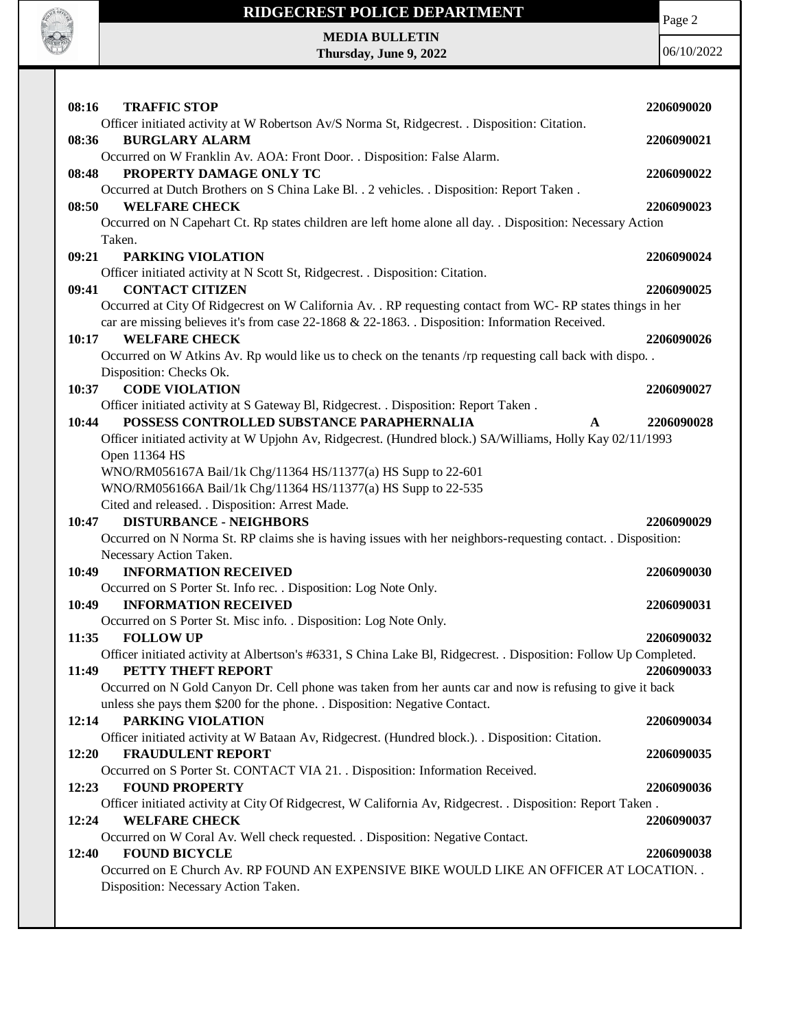**08:16 TRAFFIC STOP** 2206090020

Officer initiated activity at W Robertson Av/S Norma St, Ridgecrest. . Disposition: Citation.

**08:36 BURGLARY ALARM** 2206090021

Occurred on W Franklin Av. AOA: Front Door. . Disposition: False Alarm.

**08:48 PROPERTY DAMAGE ONLY TC** 2206090022

Occurred at Dutch Brothers on S China Lake Bl. . 2 vehicles. . Disposition: Report Taken .

**08:50 WELFARE CHECK** 2206090023

Occurred on N Capehart Ct. Rp states children are left home alone all day. . Disposition: Necessary Action Taken.

**09:21 PARKING VIOLATION** 2206090024

Officer initiated activity at N Scott St, Ridgecrest. . Disposition: Citation.

**09:41 CONTACT CITIZEN** 2206090025

Occurred at City Of Ridgecrest on W California Av. . RP requesting contact from WC- RP states things in her car are missing believes it's from case 22-1868 & 22-1863. . Disposition: Information Received.

**10:17 WELFARE CHECK** 2206090026

Occurred on W Atkins Av. Rp would like us to check on the tenants /rp requesting call back with dispo. . Disposition: Checks Ok.

**10:37 CODE VIOLATION** 2206090027

Officer initiated activity at S Gateway Bl, Ridgecrest. . Disposition: Report Taken .

**10:44 POSSESS CONTROLLED SUBSTANCE PARAPHERNALIA** **A** 2206090028

Officer initiated activity at W Upjohn Av, Ridgecrest. (Hundred block.) SA/Williams, Holly Kay 02/11/1993
Open 11364 HS
WNO/RM056167A Bail/1k Chg/11364 HS/11377(a) HS Supp to 22-601
WNO/RM056166A Bail/1k Chg/11364 HS/11377(a) HS Supp to 22-535
Cited and released. . Disposition: Arrest Made.

**10:47 DISTURBANCE - NEIGHBORS** 2206090029

Occurred on N Norma St. RP claims she is having issues with her neighbors-requesting contact. . Disposition: Necessary Action Taken.

**10:49 INFORMATION RECEIVED** 2206090030

Occurred on S Porter St. Info rec. . Disposition: Log Note Only.

**10:49 INFORMATION RECEIVED** 2206090031

Occurred on S Porter St. Misc info. . Disposition: Log Note Only.

**11:35 FOLLOW UP** 2206090032

Officer initiated activity at Albertson's #6331, S China Lake Bl, Ridgecrest. . Disposition: Follow Up Completed.

**11:49 PETTY THEFT REPORT** 2206090033

Occurred on N Gold Canyon Dr. Cell phone was taken from her aunts car and now is refusing to give it back unless she pays them $200 for the phone. . Disposition: Negative Contact.

**12:14 PARKING VIOLATION** 2206090034

Officer initiated activity at W Bataan Av, Ridgecrest. (Hundred block.). . Disposition: Citation.

**12:20 FRAUDULENT REPORT** 2206090035

Occurred on S Porter St. CONTACT VIA 21. . Disposition: Information Received.

**12:23 FOUND PROPERTY** 2206090036

Officer initiated activity at City Of Ridgecrest, W California Av, Ridgecrest. . Disposition: Report Taken .

**12:24 WELFARE CHECK** 2206090037

Occurred on W Coral Av. Well check requested. . Disposition: Negative Contact.

**12:40 FOUND BICYCLE** 2206090038

Occurred on E Church Av. RP FOUND AN EXPENSIVE BIKE WOULD LIKE AN OFFICER AT LOCATION. . Disposition: Necessary Action Taken.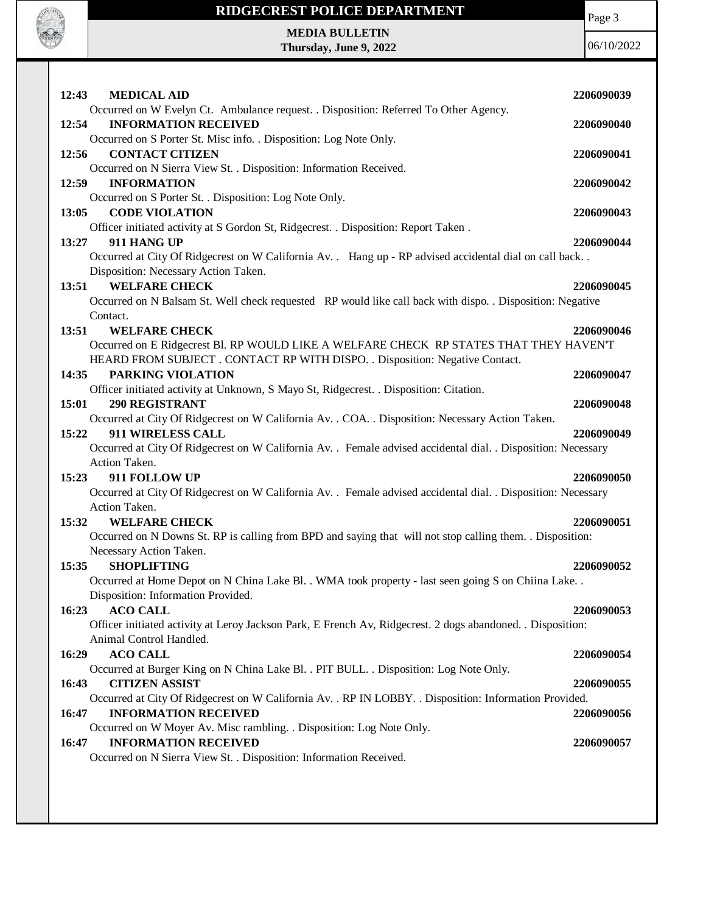**12:43 MEDICAL AID** **2206090039**
Occurred on W Evelyn Ct. Ambulance request. . Disposition: Referred To Other Agency.

**12:54 INFORMATION RECEIVED** **2206090040**
Occurred on S Porter St. Misc info. . Disposition: Log Note Only.

**12:56 CONTACT CITIZEN** **2206090041**
Occurred on N Sierra View St. . Disposition: Information Received.

**12:59 INFORMATION** **2206090042**
Occurred on S Porter St. . Disposition: Log Note Only.

**13:05 CODE VIOLATION** **2206090043**
Officer initiated activity at S Gordon St, Ridgecrest. . Disposition: Report Taken .

**13:27 911 HANG UP** **2206090044**
Occurred at City Of Ridgecrest on W California Av. . Hang up - RP advised accidental dial on call back. . Disposition: Necessary Action Taken.

**13:51 WELFARE CHECK** **2206090045**
Occurred on N Balsam St. Well check requested RP would like call back with dispo. . Disposition: Negative Contact.

**13:51 WELFARE CHECK** **2206090046**
Occurred on E Ridgecrest Bl. RP WOULD LIKE A WELFARE CHECK RP STATES THAT THEY HAVEN'T HEARD FROM SUBJECT . CONTACT RP WITH DISPO. . Disposition: Negative Contact.

**14:35 PARKING VIOLATION** **2206090047**
Officer initiated activity at Unknown, S Mayo St, Ridgecrest. . Disposition: Citation.

**15:01 290 REGISTRANT** **2206090048**
Occurred at City Of Ridgecrest on W California Av. . COA. . Disposition: Necessary Action Taken.

**15:22 911 WIRELESS CALL** **2206090049**
Occurred at City Of Ridgecrest on W California Av. . Female advised accidental dial. . Disposition: Necessary Action Taken.

**15:23 911 FOLLOW UP** **2206090050**
Occurred at City Of Ridgecrest on W California Av. . Female advised accidental dial. . Disposition: Necessary Action Taken.

**15:32 WELFARE CHECK** **2206090051**
Occurred on N Downs St. RP is calling from BPD and saying that will not stop calling them. . Disposition: Necessary Action Taken.

**15:35 SHOPLIFTING** **2206090052**
Occurred at Home Depot on N China Lake Bl. . WMA took property - last seen going S on Chiina Lake. . Disposition: Information Provided.

**16:23 ACO CALL** **2206090053**
Officer initiated activity at Leroy Jackson Park, E French Av, Ridgecrest. 2 dogs abandoned. . Disposition: Animal Control Handled.

**16:29 ACO CALL** **2206090054**
Occurred at Burger King on N China Lake Bl. . PIT BULL. . Disposition: Log Note Only.

**16:43 CITIZEN ASSIST** **2206090055**
Occurred at City Of Ridgecrest on W California Av. . RP IN LOBBY. . Disposition: Information Provided.

**16:47 INFORMATION RECEIVED** **2206090056**
Occurred on W Moyer Av. Misc rambling. . Disposition: Log Note Only.

**16:47 INFORMATION RECEIVED** **2206090057**
Occurred on N Sierra View St. . Disposition: Information Received.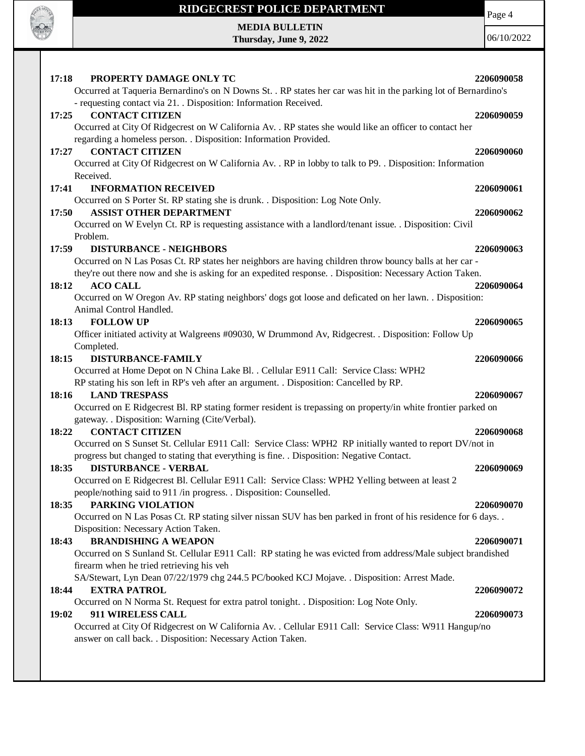**17:18 PROPERTY DAMAGE ONLY TC** **2206090058**
Occurred at Taqueria Bernardino's on N Downs St. . RP states her car was hit in the parking lot of Bernardino's - requesting contact via 21. . Disposition: Information Received.

**17:25 CONTACT CITIZEN** **2206090059**
Occurred at City Of Ridgecrest on W California Av. . RP states she would like an officer to contact her regarding a homeless person. . Disposition: Information Provided.

**17:27 CONTACT CITIZEN** **2206090060**
Occurred at City Of Ridgecrest on W California Av. . RP in lobby to talk to P9. . Disposition: Information Received.

**17:41 INFORMATION RECEIVED** **2206090061**
Occurred on S Porter St. RP stating she is drunk. . Disposition: Log Note Only.

**17:50 ASSIST OTHER DEPARTMENT** **2206090062**
Occurred on W Evelyn Ct. RP is requesting assistance with a landlord/tenant issue. . Disposition: Civil Problem.

**17:59 DISTURBANCE - NEIGHBORS** **2206090063**
Occurred on N Las Posas Ct. RP states her neighbors are having children throw bouncy balls at her car - they're out there now and she is asking for an expedited response. . Disposition: Necessary Action Taken.

**18:12 ACO CALL** **2206090064**
Occurred on W Oregon Av. RP stating neighbors' dogs got loose and deficated on her lawn. . Disposition: Animal Control Handled.

**18:13 FOLLOW UP** **2206090065**
Officer initiated activity at Walgreens #09030, W Drummond Av, Ridgecrest. . Disposition: Follow Up Completed.

**18:15 DISTURBANCE-FAMILY** **2206090066**
Occurred at Home Depot on N China Lake Bl. . Cellular E911 Call: Service Class: WPH2
RP stating his son left in RP's veh after an argument. . Disposition: Cancelled by RP.

**18:16 LAND TRESPASS** **2206090067**
Occurred on E Ridgecrest Bl. RP stating former resident is trepassing on property/in white frontier parked on gateway. . Disposition: Warning (Cite/Verbal).

**18:22 CONTACT CITIZEN** **2206090068**
Occurred on S Sunset St. Cellular E911 Call: Service Class: WPH2 RP initially wanted to report DV/not in progress but changed to stating that everything is fine. . Disposition: Negative Contact.

**18:35 DISTURBANCE - VERBAL** **2206090069**
Occurred on E Ridgecrest Bl. Cellular E911 Call: Service Class: WPH2 Yelling between at least 2 people/nothing said to 911 /in progress. . Disposition: Counselled.

**18:35 PARKING VIOLATION** **2206090070**
Occurred on N Las Posas Ct. RP stating silver nissan SUV has ben parked in front of his residence for 6 days. . Disposition: Necessary Action Taken.

**18:43 BRANDISHING A WEAPON** **2206090071**
Occurred on S Sunland St. Cellular E911 Call: RP stating he was evicted from address/Male subject brandished firearm when he tried retrieving his veh
SA/Stewart, Lyn Dean 07/22/1979 chg 244.5 PC/booked KCJ Mojave. . Disposition: Arrest Made.

**18:44 EXTRA PATROL** **2206090072**
Occurred on N Norma St. Request for extra patrol tonight. . Disposition: Log Note Only.

**19:02 911 WIRELESS CALL** **2206090073**
Occurred at City Of Ridgecrest on W California Av. . Cellular E911 Call: Service Class: W911 Hangup/no answer on call back. . Disposition: Necessary Action Taken.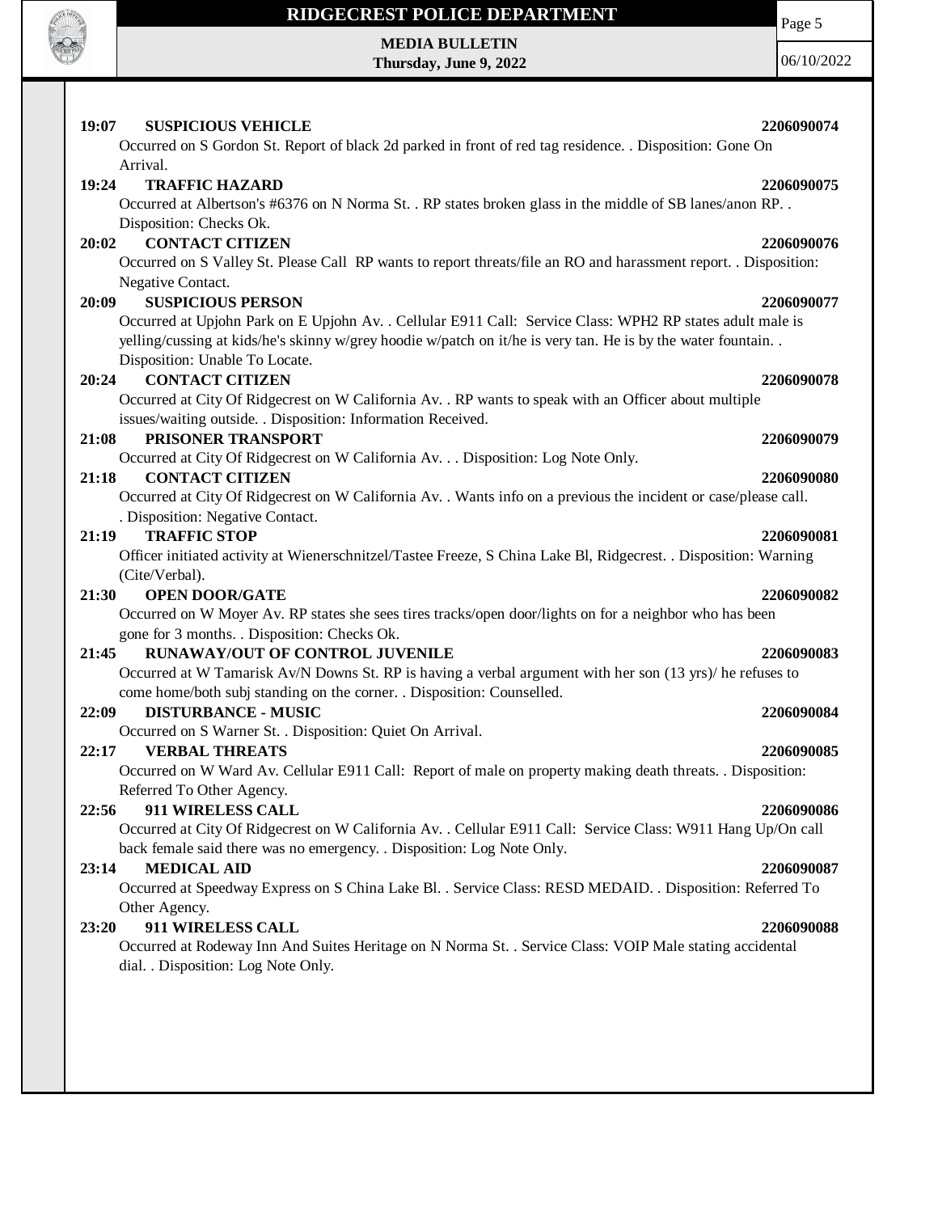**19:07 SUSPICIOUS VEHICLE** **2206090074**

Occurred on S Gordon St. Report of black 2d parked in front of red tag residence. . Disposition: Gone On Arrival.

**19:24 TRAFFIC HAZARD** **2206090075**

Occurred at Albertson's #6376 on N Norma St. . RP states broken glass in the middle of SB lanes/anon RP. . Disposition: Checks Ok.

**20:02 CONTACT CITIZEN** **2206090076**

Occurred on S Valley St. Please Call RP wants to report threats/file an RO and harassment report. . Disposition: Negative Contact.

**20:09 SUSPICIOUS PERSON** **2206090077**

Occurred at Upjohn Park on E Upjohn Av. . Cellular E911 Call: Service Class: WPH2 RP states adult male is yelling/cussing at kids/he's skinny w/grey hoodie w/patch on it/he is very tan. He is by the water fountain. . Disposition: Unable To Locate.

**20:24 CONTACT CITIZEN** **2206090078**

Occurred at City Of Ridgecrest on W California Av. . RP wants to speak with an Officer about multiple issues/waiting outside. . Disposition: Information Received.

**21:08 PRISONER TRANSPORT** **2206090079**

Occurred at City Of Ridgecrest on W California Av. . . Disposition: Log Note Only.

**21:18 CONTACT CITIZEN** **2206090080**

Occurred at City Of Ridgecrest on W California Av. . Wants info on a previous the incident or case/please call. . Disposition: Negative Contact.

**21:19 TRAFFIC STOP** **2206090081**

Officer initiated activity at Wienerschnitzel/Tastee Freeze, S China Lake Bl, Ridgecrest. . Disposition: Warning (Cite/Verbal).

**21:30 OPEN DOOR/GATE** **2206090082**

Occurred on W Moyer Av. RP states she sees tires tracks/open door/lights on for a neighbor who has been gone for 3 months. . Disposition: Checks Ok.

**21:45 RUNAWAY/OUT OF CONTROL JUVENILE** **2206090083**

Occurred at W Tamarisk Av/N Downs St. RP is having a verbal argument with her son (13 yrs)/ he refuses to come home/both subj standing on the corner. . Disposition: Counselled.

**22:09 DISTURBANCE - MUSIC** **2206090084**

Occurred on S Warner St. . Disposition: Quiet On Arrival.

**22:17 VERBAL THREATS** **2206090085**

Occurred on W Ward Av. Cellular E911 Call: Report of male on property making death threats. . Disposition: Referred To Other Agency.

**22:56 911 WIRELESS CALL** **2206090086**

Occurred at City Of Ridgecrest on W California Av. . Cellular E911 Call: Service Class: W911 Hang Up/On call back female said there was no emergency. . Disposition: Log Note Only.

**23:14 MEDICAL AID** **2206090087**

Occurred at Speedway Express on S China Lake Bl. . Service Class: RESD MEDAID. . Disposition: Referred To Other Agency.

**23:20 911 WIRELESS CALL** **2206090088**

Occurred at Rodeway Inn And Suites Heritage on N Norma St. . Service Class: VOIP Male stating accidental dial. . Disposition: Log Note Only.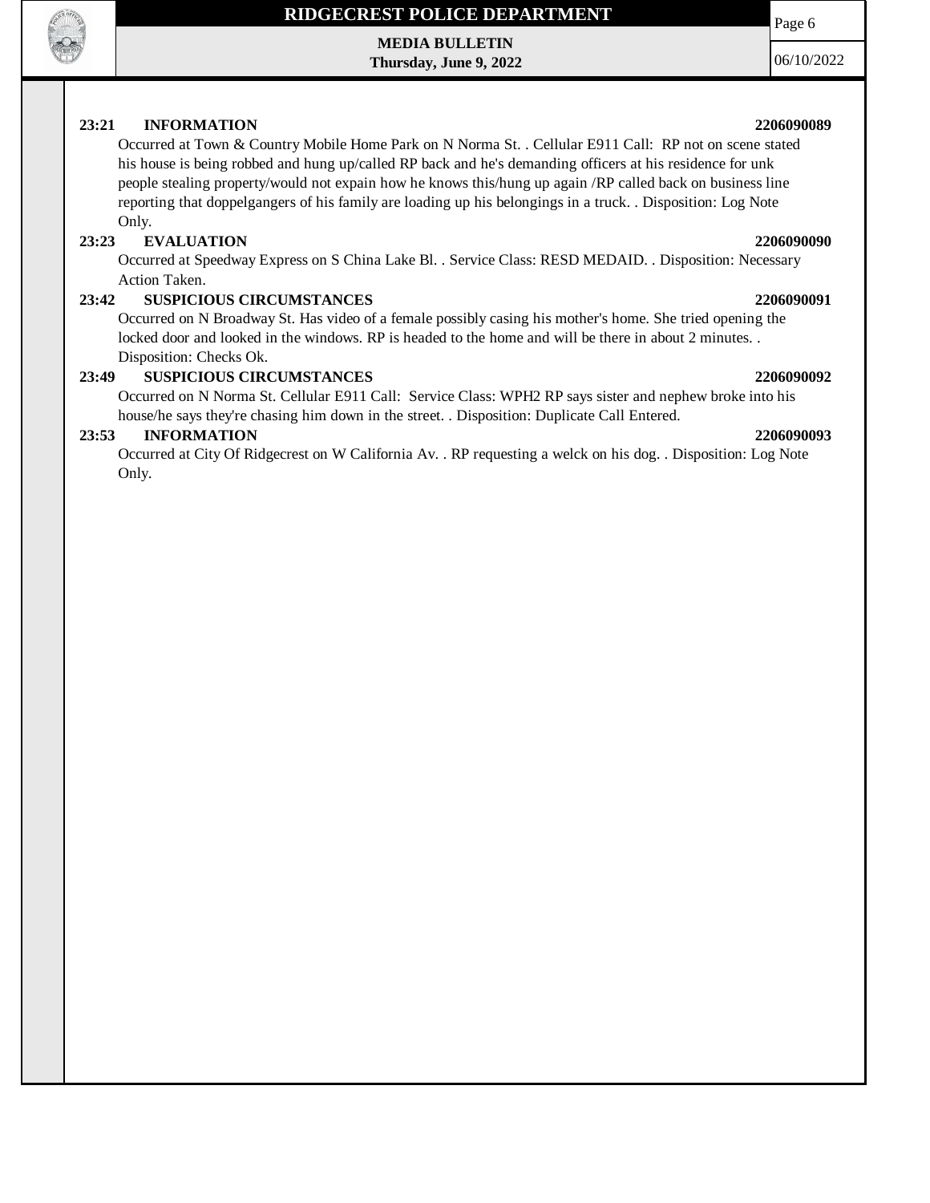**23:21 INFORMATION** **2206090089**

Occurred at Town & Country Mobile Home Park on N Norma St. . Cellular E911 Call: RP not on scene stated his house is being robbed and hung up/called RP back and he's demanding officers at his residence for unk people stealing property/would not expain how he knows this/hung up again /RP called back on business line reporting that doppelgangers of his family are loading up his belongings in a truck. . Disposition: Log Note Only.

**23:23 EVALUATION** **2206090090**

Occurred at Speedway Express on S China Lake Bl. . Service Class: RESD MEDAID. . Disposition: Necessary Action Taken.

**23:42 SUSPICIOUS CIRCUMSTANCES** **2206090091**

Occurred on N Broadway St. Has video of a female possibly casing his mother's home. She tried opening the locked door and looked in the windows. RP is headed to the home and will be there in about 2 minutes. . Disposition: Checks Ok.

**23:49 SUSPICIOUS CIRCUMSTANCES** **2206090092**

Occurred on N Norma St. Cellular E911 Call: Service Class: WPH2 RP says sister and nephew broke into his house/he says they're chasing him down in the street. . Disposition: Duplicate Call Entered.

**23:53 INFORMATION** **2206090093**

Occurred at City Of Ridgecrest on W California Av. . RP requesting a welck on his dog. . Disposition: Log Note Only.